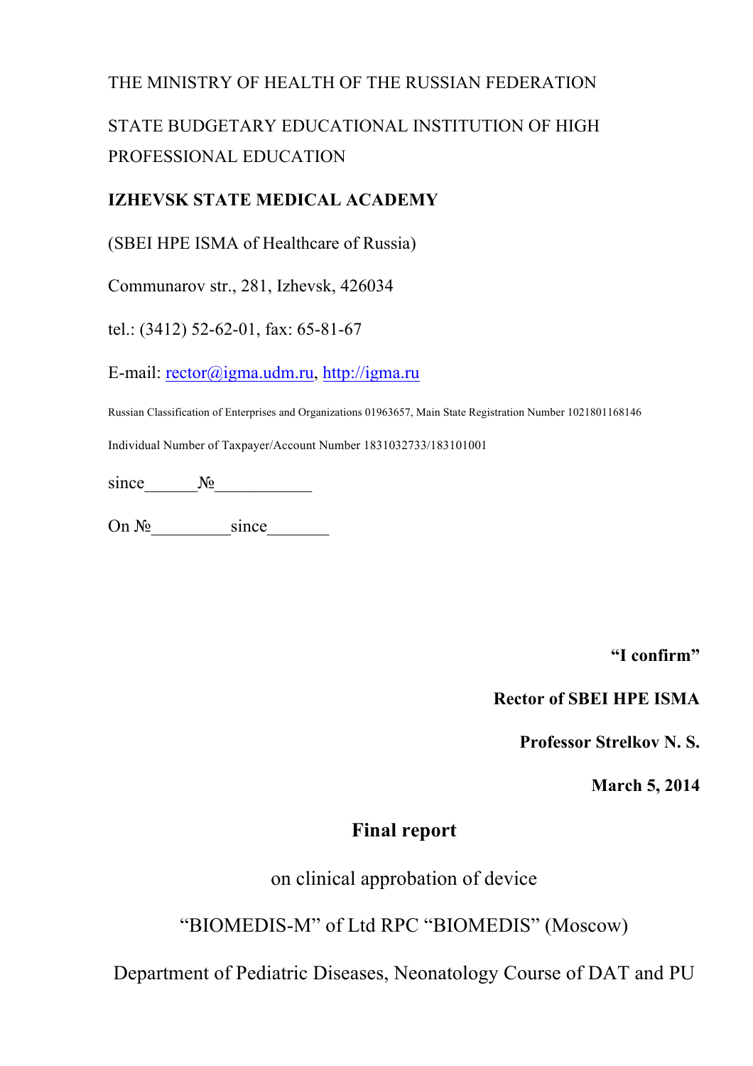THE MINISTRY OF HEALTH OF THE RUSSIAN FEDERATION

STATE BUDGETARY EDUCATIONAL INSTITUTION OF HIGH PROFESSIONAL EDUCATION

**IZHEVSK STATE MEDICAL ACADEMY**

(SBEI HPE ISMA of Healthcare of Russia)

Communarov str., 281, Izhevsk, 426034

tel.: (3412) 52-62-01, fax: 65-81-67

E-mail: rector@igma.udm.ru, http://igma.ru

Russian Classification of Enterprises and Organizations 01963657, Main State Registration Number 1021801168146

Individual Number of Taxpayer/Account Number 1831032733/183101001

since______№___________

On №_________since_______

**"I confirm"**

**Rector of SBEI HPE ISMA**

**Professor Strelkov N. S.**

**March 5, 2014**

# Final report

on clinical approbation of device

"BIOMEDIS-M" of Ltd RPC "BIOMEDIS" (Moscow)

Department of Pediatric Diseases, Neonatology Course of DAT and PU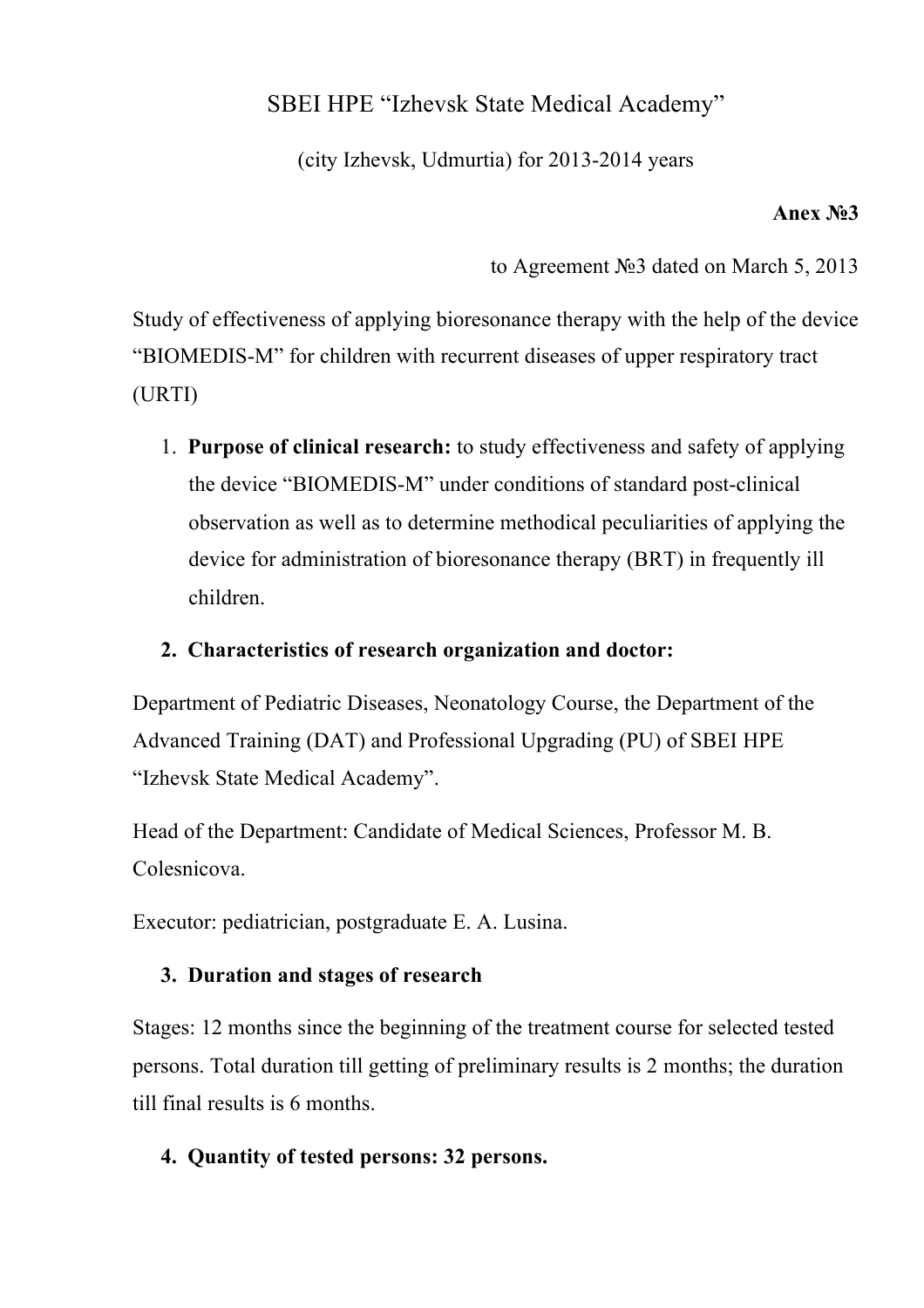SBEI HPE “Izhevsk State Medical Academy”

(city Izhevsk, Udmurtia) for 2013-2014 years

**Anex №3**

to Agreement №3 dated on March 5, 2013

Study of effectiveness of applying bioresonance therapy with the help of the device “BIOMEDIS-M” for children with recurrent diseases of upper respiratory tract (URTI)

1. **Purpose of clinical research:** to study effectiveness and safety of applying the device “BIOMEDIS-M” under conditions of standard post-clinical observation as well as to determine methodical peculiarities of applying the device for administration of bioresonance therapy (BRT) in frequently ill children.

2. **Characteristics of research organization and doctor:**

Department of Pediatric Diseases, Neonatology Course, the Department of the Advanced Training (DAT) and Professional Upgrading (PU) of SBEI HPE “Izhevsk State Medical Academy”.

Head of the Department: Candidate of Medical Sciences, Professor M. B. Colesnicova.

Executor: pediatrician, postgraduate E. A. Lusina.

3. **Duration and stages of research**

Stages: 12 months since the beginning of the treatment course for selected tested persons. Total duration till getting of preliminary results is 2 months; the duration till final results is 6 months.

4. **Quantity of tested persons: 32 persons.**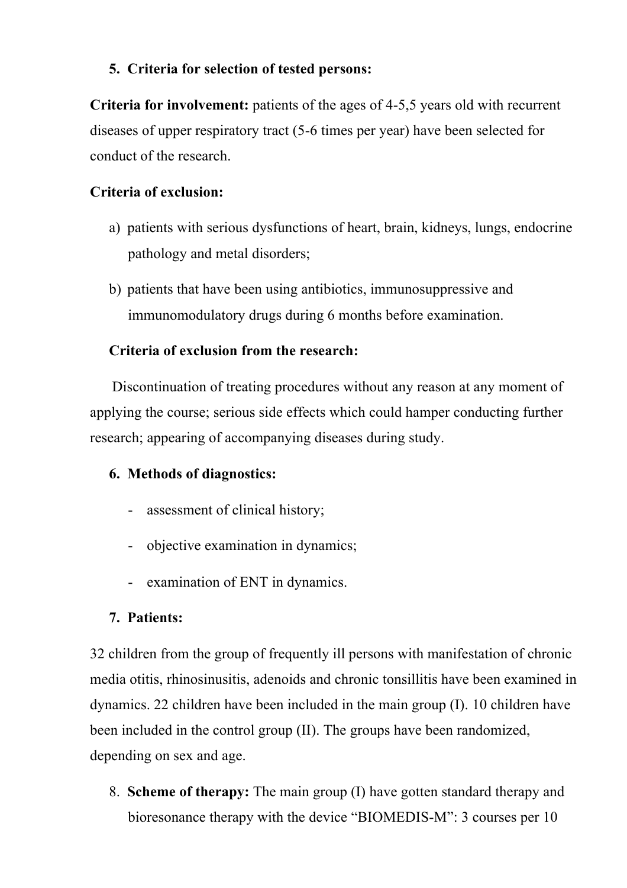5. **Criteria for selection of tested persons:**

**Criteria for involvement:** patients of the ages of 4-5,5 years old with recurrent diseases of upper respiratory tract (5-6 times per year) have been selected for conduct of the research.

**Criteria of exclusion:**

a) patients with serious dysfunctions of heart, brain, kidneys, lungs, endocrine pathology and metal disorders;

b) patients that have been using antibiotics, immunosuppressive and immunomodulatory drugs during 6 months before examination.

**Criteria of exclusion from the research:**

Discontinuation of treating procedures without any reason at any moment of applying the course; serious side effects which could hamper conducting further research; appearing of accompanying diseases during study.

6. **Methods of diagnostics:**

- assessment of clinical history;
- objective examination in dynamics;
- examination of ENT in dynamics.

7. **Patients:**

32 children from the group of frequently ill persons with manifestation of chronic media otitis, rhinosinusitis, adenoids and chronic tonsillitis have been examined in dynamics. 22 children have been included in the main group (I). 10 children have been included in the control group (II). The groups have been randomized, depending on sex and age.

8. **Scheme of therapy:** The main group (I) have gotten standard therapy and bioresonance therapy with the device "BIOMEDIS-M": 3 courses per 10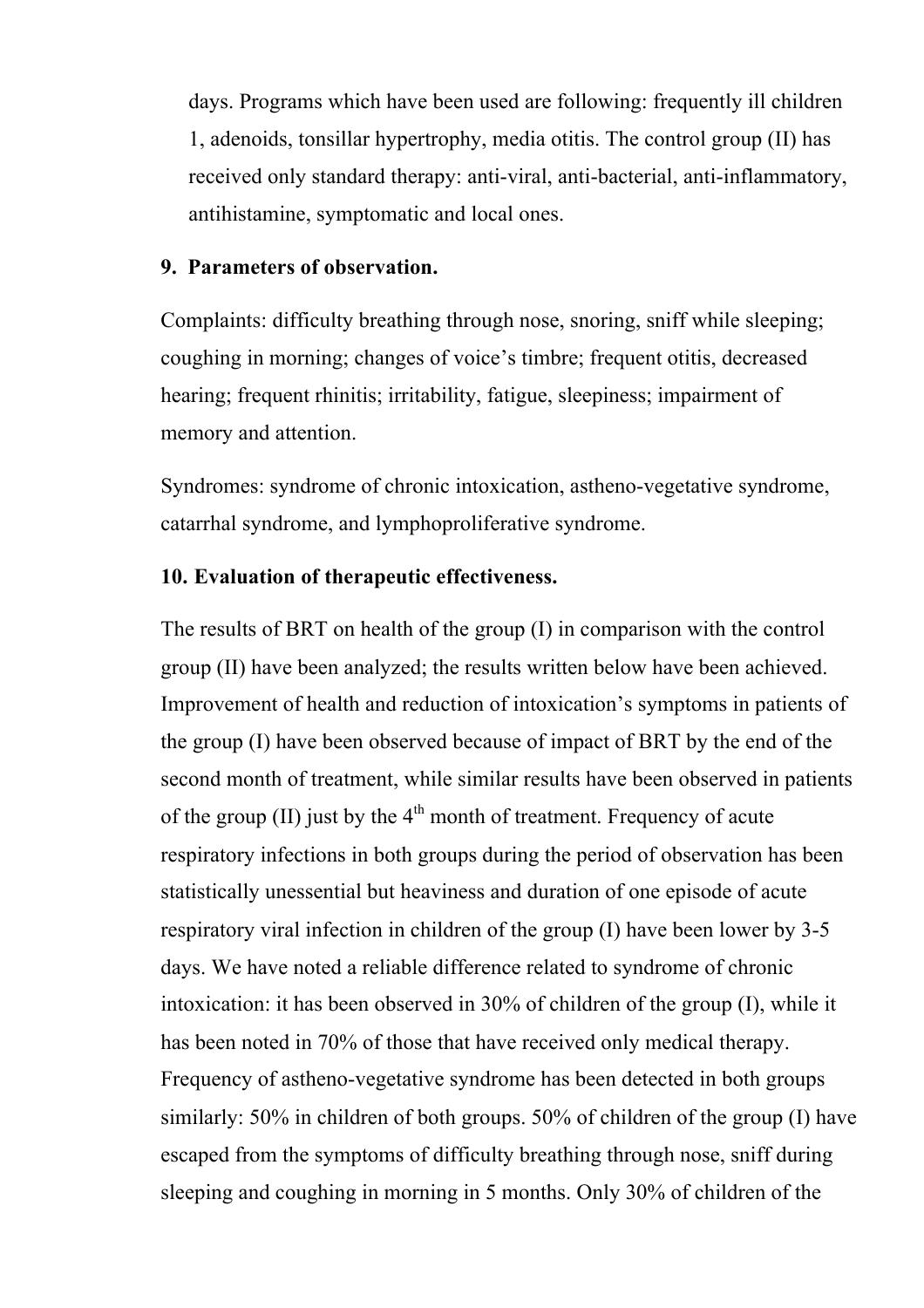days. Programs which have been used are following: frequently ill children 1, adenoids, tonsillar hypertrophy, media otitis. The control group (II) has received only standard therapy: anti-viral, anti-bacterial, anti-inflammatory, antihistamine, symptomatic and local ones.

**9. Parameters of observation.**

Complaints: difficulty breathing through nose, snoring, sniff while sleeping; coughing in morning; changes of voice's timbre; frequent otitis, decreased hearing; frequent rhinitis; irritability, fatigue, sleepiness; impairment of memory and attention.

Syndromes: syndrome of chronic intoxication, astheno-vegetative syndrome, catarrhal syndrome, and lymphoproliferative syndrome.

**10. Evaluation of therapeutic effectiveness.**

The results of BRT on health of the group (I) in comparison with the control group (II) have been analyzed; the results written below have been achieved. Improvement of health and reduction of intoxication's symptoms in patients of the group (I) have been observed because of impact of BRT by the end of the second month of treatment, while similar results have been observed in patients of the group (II) just by the 4th month of treatment. Frequency of acute respiratory infections in both groups during the period of observation has been statistically unessential but heaviness and duration of one episode of acute respiratory viral infection in children of the group (I) have been lower by 3-5 days. We have noted a reliable difference related to syndrome of chronic intoxication: it has been observed in 30% of children of the group (I), while it has been noted in 70% of those that have received only medical therapy. Frequency of astheno-vegetative syndrome has been detected in both groups similarly: 50% in children of both groups. 50% of children of the group (I) have escaped from the symptoms of difficulty breathing through nose, sniff during sleeping and coughing in morning in 5 months. Only 30% of children of the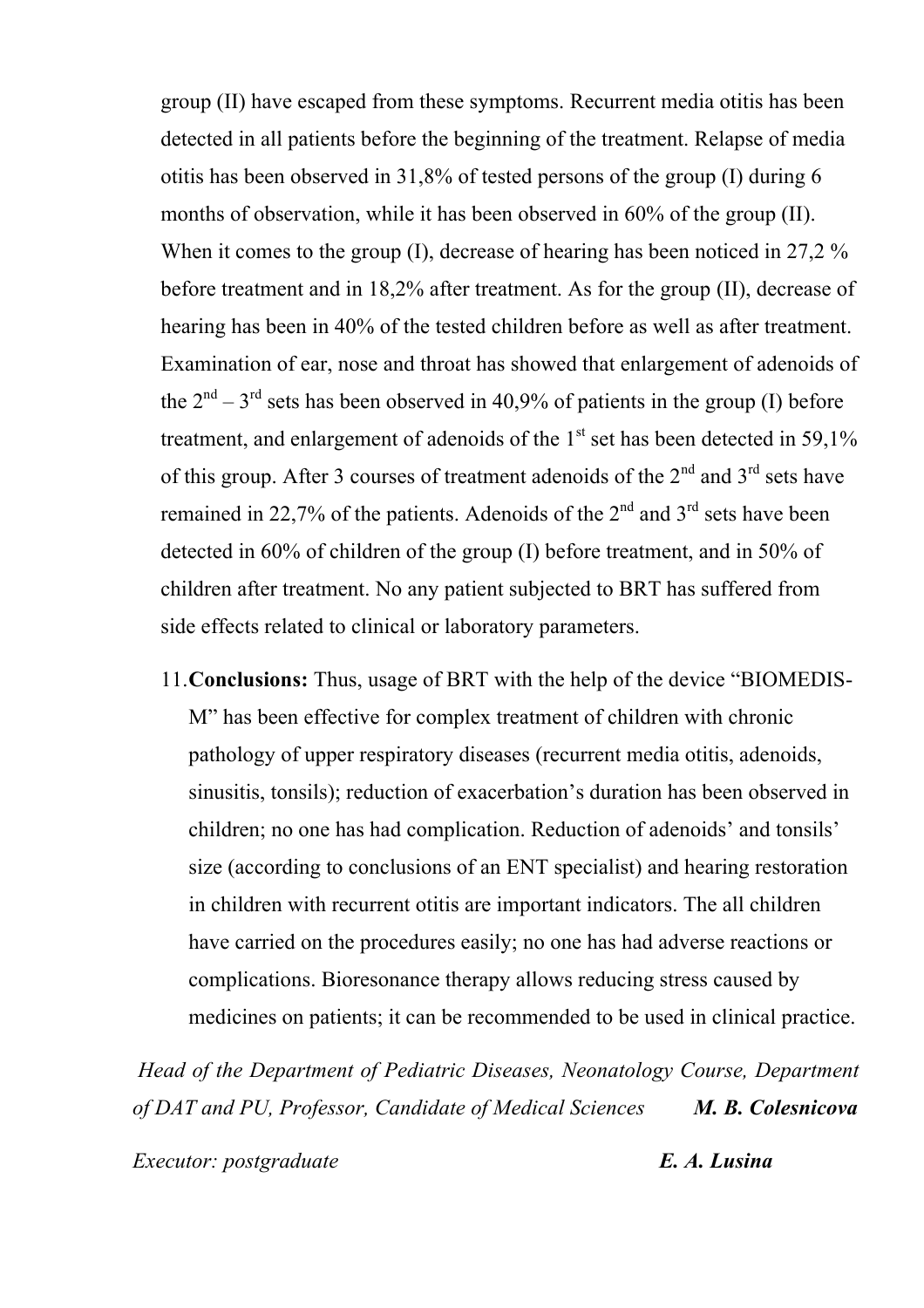group (II) have escaped from these symptoms. Recurrent media otitis has been detected in all patients before the beginning of the treatment. Relapse of media otitis has been observed in 31,8% of tested persons of the group (I) during 6 months of observation, while it has been observed in 60% of the group (II). When it comes to the group (I), decrease of hearing has been noticed in 27,2 % before treatment and in 18,2% after treatment. As for the group (II), decrease of hearing has been in 40% of the tested children before as well as after treatment. Examination of ear, nose and throat has showed that enlargement of adenoids of the 2nd – 3rd sets has been observed in 40,9% of patients in the group (I) before treatment, and enlargement of adenoids of the 1st set has been detected in 59,1% of this group. After 3 courses of treatment adenoids of the 2nd and 3rd sets have remained in 22,7% of the patients. Adenoids of the 2nd and 3rd sets have been detected in 60% of children of the group (I) before treatment, and in 50% of children after treatment. No any patient subjected to BRT has suffered from side effects related to clinical or laboratory parameters.

11. **Conclusions:** Thus, usage of BRT with the help of the device "BIOMEDIS-M" has been effective for complex treatment of children with chronic pathology of upper respiratory diseases (recurrent media otitis, adenoids, sinusitis, tonsils); reduction of exacerbation's duration has been observed in children; no one has had complication. Reduction of adenoids' and tonsils' size (according to conclusions of an ENT specialist) and hearing restoration in children with recurrent otitis are important indicators. The all children have carried on the procedures easily; no one has had adverse reactions or complications. Bioresonance therapy allows reducing stress caused by medicines on patients; it can be recommended to be used in clinical practice.

*Head of the Department of Pediatric Diseases, Neonatology Course, Department of DAT and PU, Professor, Candidate of Medical Sciences* ***M. B. Colesnicova***

*Executor: postgraduate* ***E. A. Lusina***